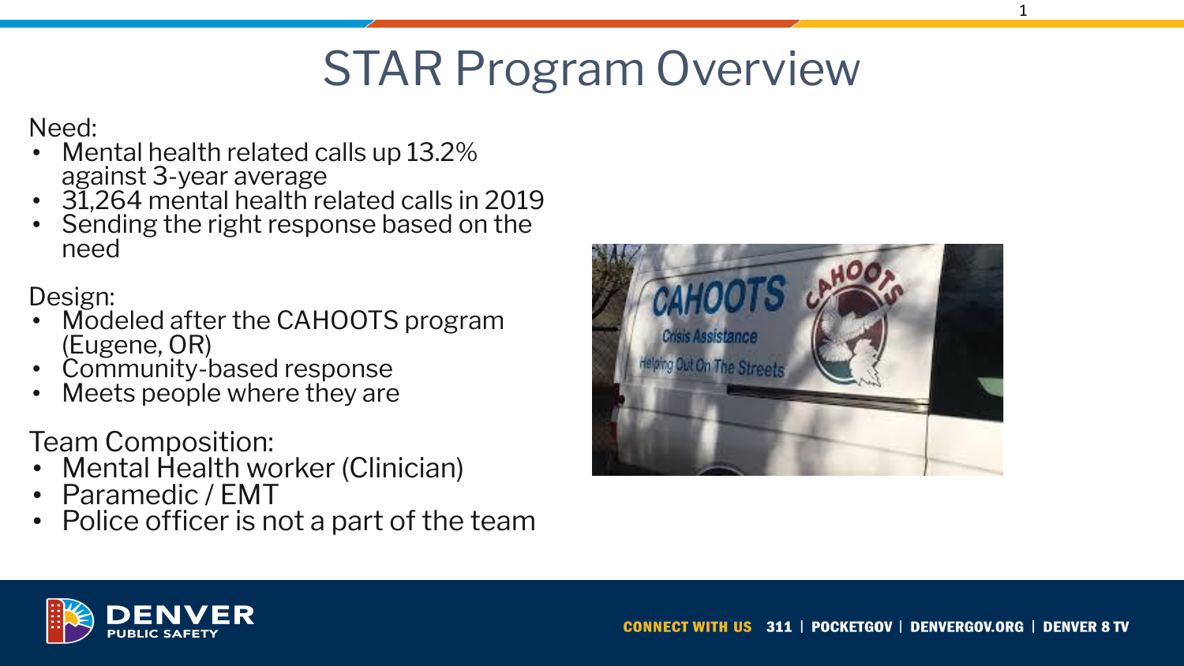# STAR Program Overview

Need:

- Mental health related calls up 13.2% against 3-year average
- 31,264 mental health related calls in 2019
- Sending the right response based on the need

Design:

- Modeled after the CAHOOTS program (Eugene, OR)
- Community-based response
- Meets people where they are

Team Composition:

- Mental Health worker (Clinician)
- Paramedic / EMT
- Police officer is not a part of the team

CONNECT WITH US 311 | POCKETGOV | DENVERGOV.ORG | DENVER 8 TV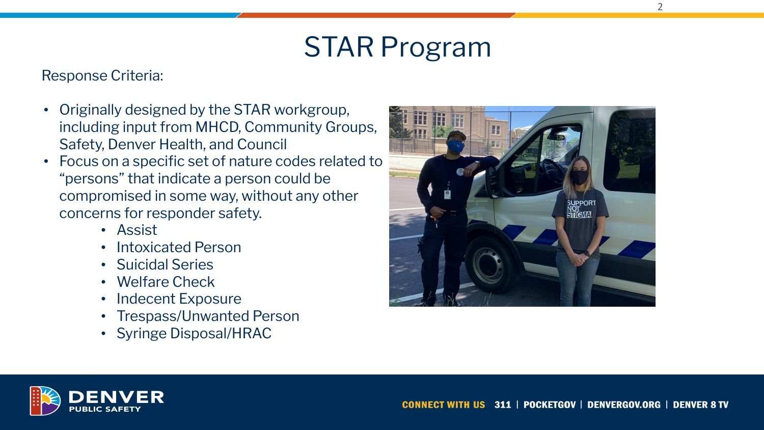# STAR Program

Response Criteria:

- Originally designed by the STAR workgroup, including input from MHCD, Community Groups, Safety, Denver Health, and Council
- Focus on a specific set of nature codes related to "persons" that indicate a person could be compromised in some way, without any other concerns for responder safety.
  - Assist
  - Intoxicated Person
  - Suicidal Series
  - Welfare Check
  - Indecent Exposure
  - Trespass/Unwanted Person
  - Syringe Disposal/HRAC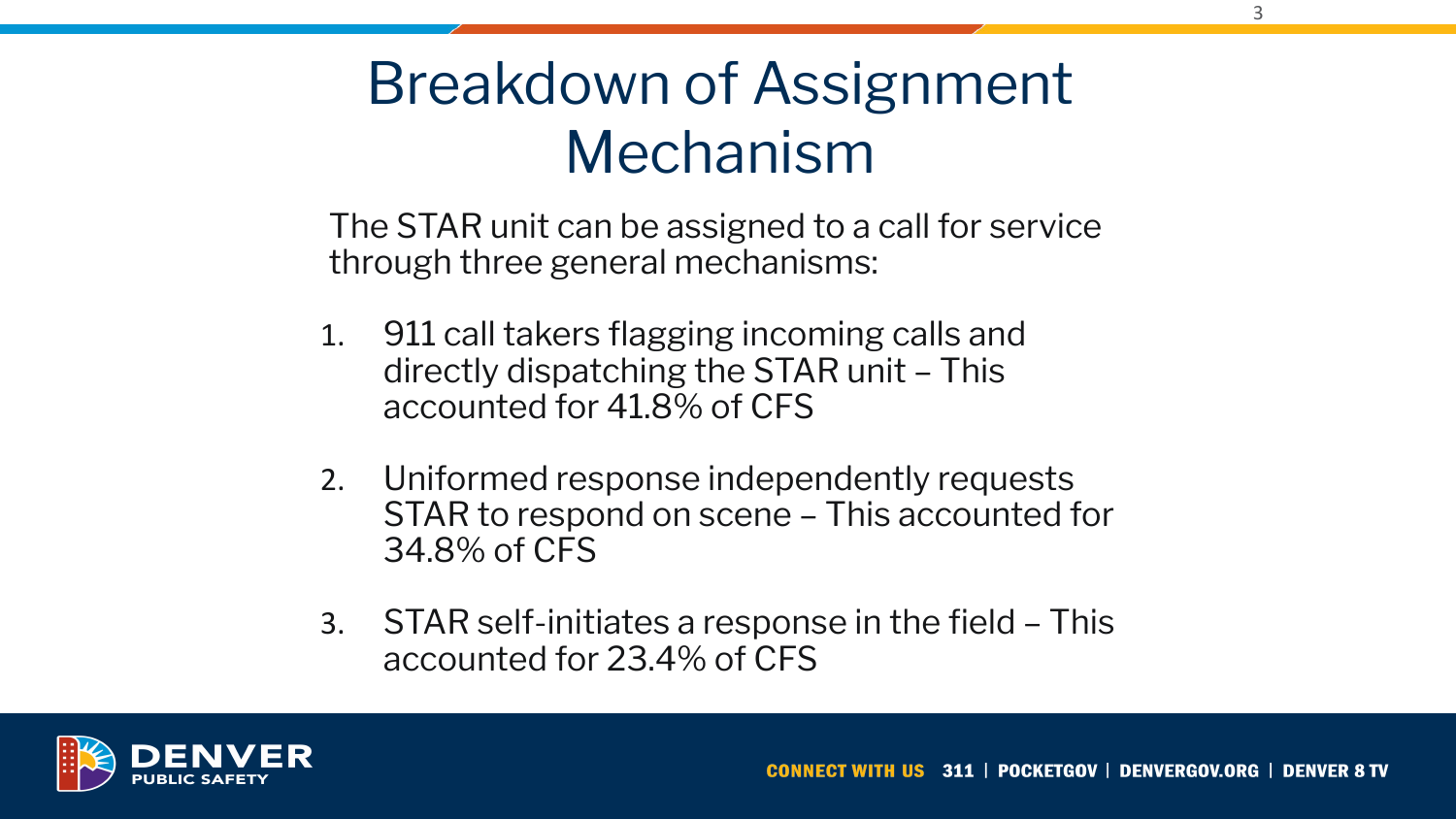# Breakdown of Assignment Mechanism

The STAR unit can be assigned to a call for service through three general mechanisms:

1. 911 call takers flagging incoming calls and directly dispatching the STAR unit – This accounted for 41.8% of CFS

2. Uniformed response independently requests STAR to respond on scene – This accounted for 34.8% of CFS

3. STAR self-initiates a response in the field – This accounted for 23.4% of CFS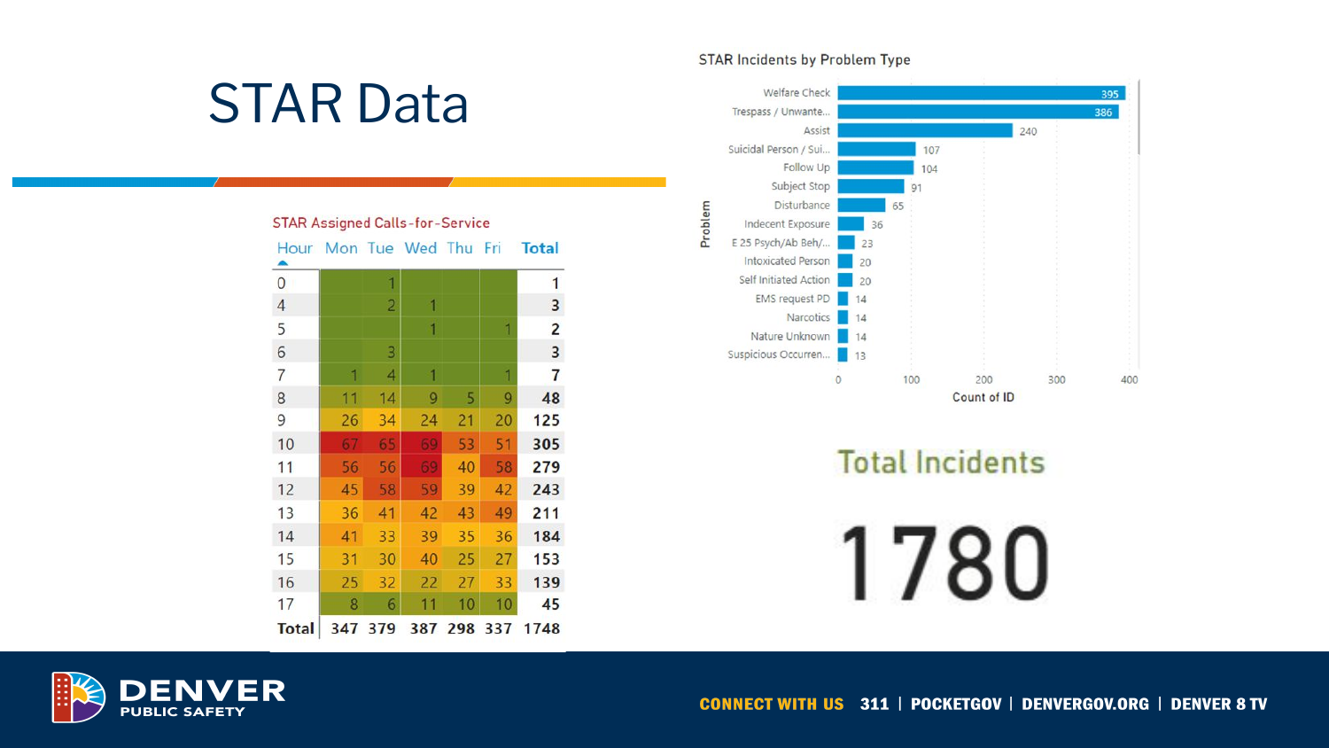# STAR Data

STAR Assigned Calls-for-Service

| Hour | Mon | Tue | Wed | Thu | Fri | Total |
|---|---|---|---|---|---|---|
| 0 | | 1 | | | | 1 |
| 4 | | 2 | 1 | | | 3 |
| 5 | | | 1 | | 1 | 2 |
| 6 | | 3 | | | | 3 |
| 7 | 1 | 4 | 1 | | 1 | 7 |
| 8 | 11 | 14 | 9 | 5 | 9 | 48 |
| 9 | 26 | 34 | 24 | 21 | 20 | 125 |
| 10 | 67 | 65 | 69 | 53 | 51 | 305 |
| 11 | 56 | 56 | 69 | 40 | 58 | 279 |
| 12 | 45 | 58 | 59 | 39 | 42 | 243 |
| 13 | 36 | 41 | 42 | 43 | 49 | 211 |
| 14 | 41 | 33 | 39 | 35 | 36 | 184 |
| 15 | 31 | 30 | 40 | 25 | 27 | 153 |
| 16 | 25 | 32 | 22 | 27 | 33 | 139 |
| 17 | 8 | 6 | 11 | 10 | 10 | 45 |
| Total | 347 | 379 | 387 | 298 | 337 | 1748 |

STAR Incidents by Problem Type

Problem

Welfare Check 395
Trespass / Unwante... 386
Assist 240
Suicidal Person / Sui... 107
Follow Up 104
Subject Stop 91
Disturbance 65
Indecent Exposure 36
E 25 Psych/Ab Beh/... 23
Intoxicated Person 20
Self Initiated Action 20
EMS request PD 14
Narcotics 14
Nature Unknown 14
Suspicious Occurren... 13

0 100 200 300 400

Count of ID

Total Incidents

1780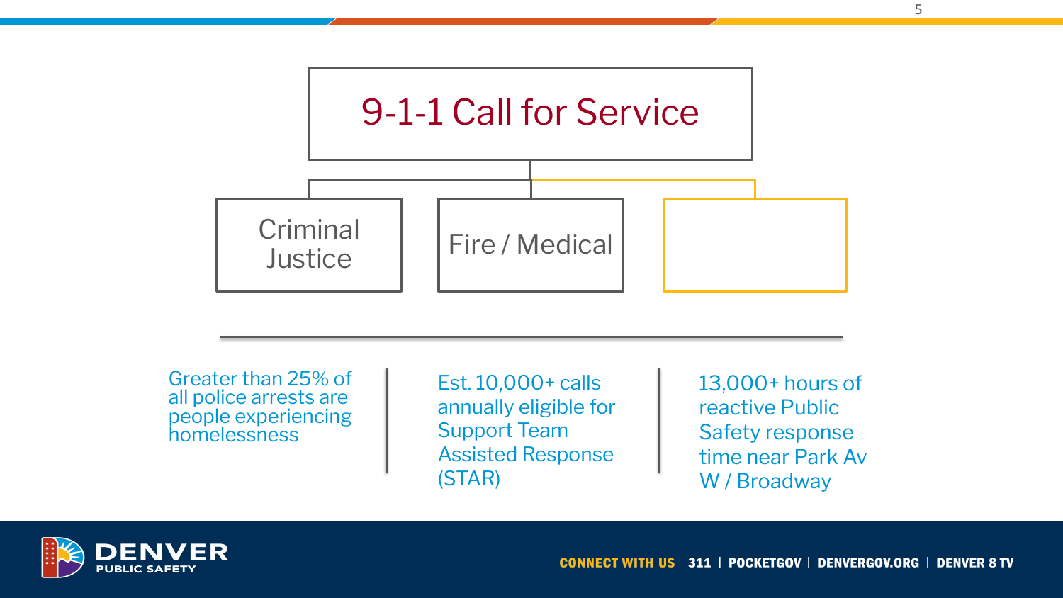# 9-1-1 Call for Service

Criminal Justice

Fire / Medical

Greater than 25% of all police arrests are people experiencing homelessness

Est. 10,000+ calls annually eligible for Support Team Assisted Response (STAR)

13,000+ hours of reactive Public Safety response time near Park Av W / Broadway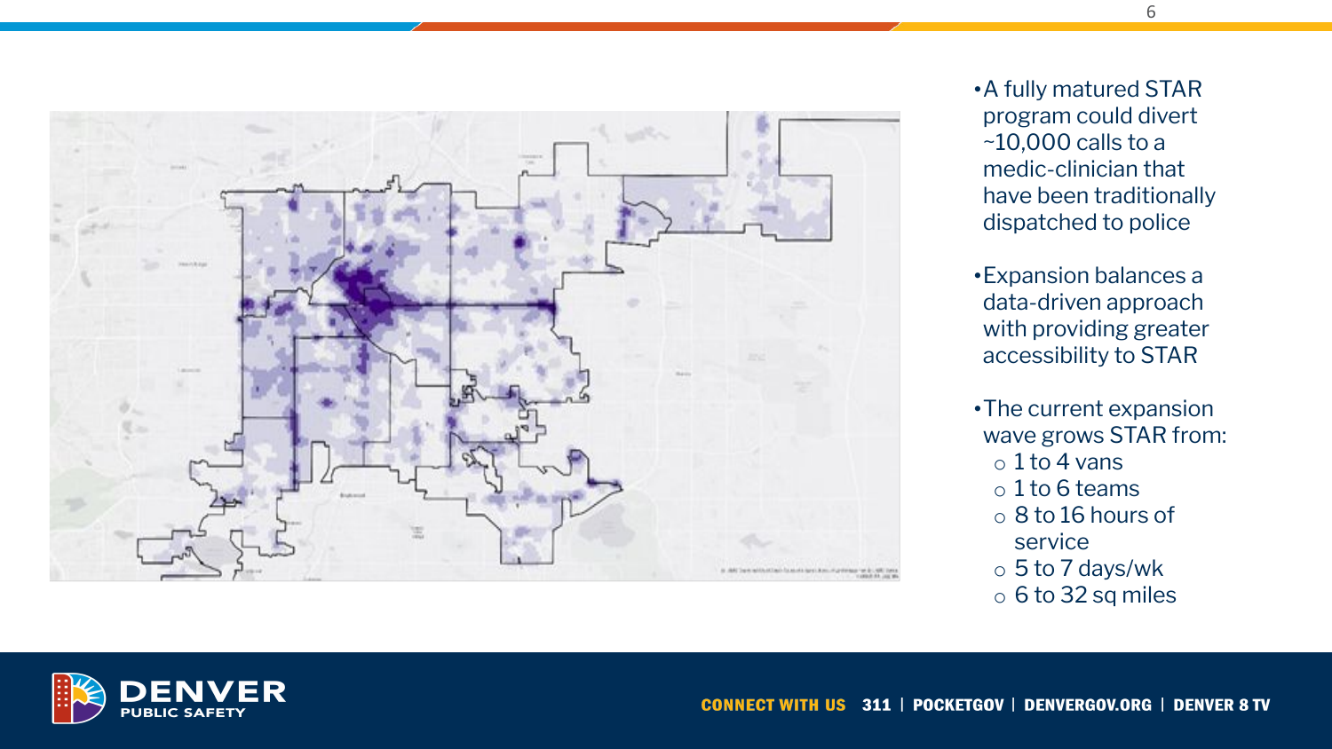- A fully matured STAR program could divert ~10,000 calls to a medic-clinician that have been traditionally dispatched to police
- Expansion balances a data-driven approach with providing greater accessibility to STAR
- The current expansion wave grows STAR from:
  - 1 to 4 vans
  - 1 to 6 teams
  - 8 to 16 hours of service
  - 5 to 7 days/wk
  - 6 to 32 sq miles